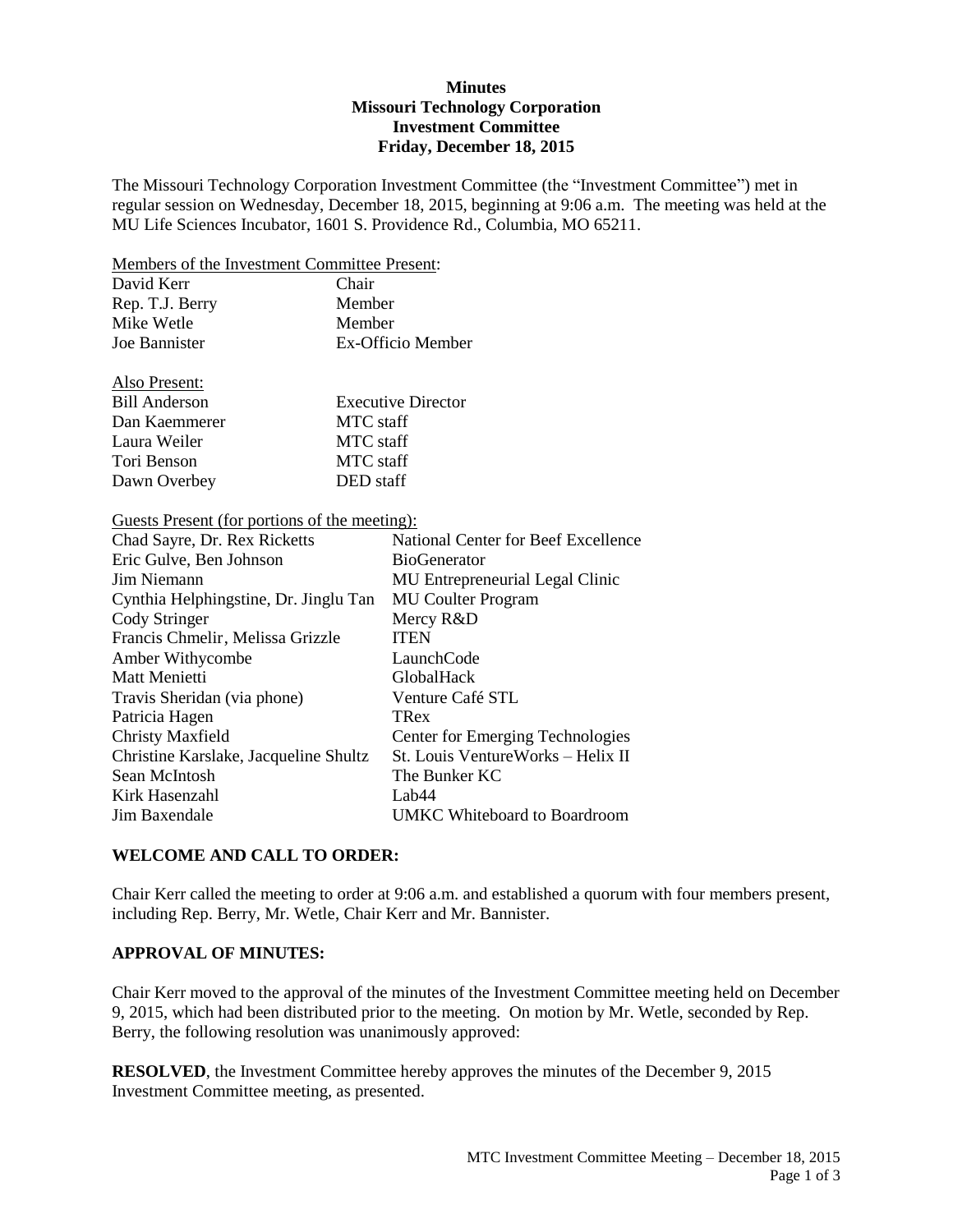# Minutes
# Missouri Technology Corporation
# Investment Committee
# Friday, December 18, 2015

The Missouri Technology Corporation Investment Committee (the "Investment Committee") met in regular session on Wednesday, December 18, 2015, beginning at 9:06 a.m. The meeting was held at the MU Life Sciences Incubator, 1601 S. Providence Rd., Columbia, MO 65211.

Members of the Investment Committee Present:

| | |
|---|---|
| David Kerr | Chair |
| Rep. T.J. Berry | Member |
| Mike Wetle | Member |
| Joe Bannister | Ex-Officio Member |

Also Present:

| | |
|---|---|
| Bill Anderson | Executive Director |
| Dan Kaemmerer | MTC staff |
| Laura Weiler | MTC staff |
| Tori Benson | MTC staff |
| Dawn Overbey | DED staff |

Guests Present (for portions of the meeting):

| | |
|---|---|
| Chad Sayre, Dr. Rex Ricketts | National Center for Beef Excellence |
| Eric Gulve, Ben Johnson | BioGenerator |
| Jim Niemann | MU Entrepreneurial Legal Clinic |
| Cynthia Helphingstine, Dr. Jinglu Tan | MU Coulter Program |
| Cody Stringer | Mercy R&D |
| Francis Chmelir, Melissa Grizzle | ITEN |
| Amber Withycombe | LaunchCode |
| Matt Menietti | GlobalHack |
| Travis Sheridan (via phone) | Venture Café STL |
| Patricia Hagen | TRex |
| Christy Maxfield | Center for Emerging Technologies |
| Christine Karslake, Jacqueline Shultz | St. Louis VentureWorks – Helix II |
| Sean McIntosh | The Bunker KC |
| Kirk Hasenzahl | Lab44 |
| Jim Baxendale | UMKC Whiteboard to Boardroom |

## WELCOME AND CALL TO ORDER:

Chair Kerr called the meeting to order at 9:06 a.m. and established a quorum with four members present, including Rep. Berry, Mr. Wetle, Chair Kerr and Mr. Bannister.

## APPROVAL OF MINUTES:

Chair Kerr moved to the approval of the minutes of the Investment Committee meeting held on December 9, 2015, which had been distributed prior to the meeting. On motion by Mr. Wetle, seconded by Rep. Berry, the following resolution was unanimously approved:

**RESOLVED**, the Investment Committee hereby approves the minutes of the December 9, 2015 Investment Committee meeting, as presented.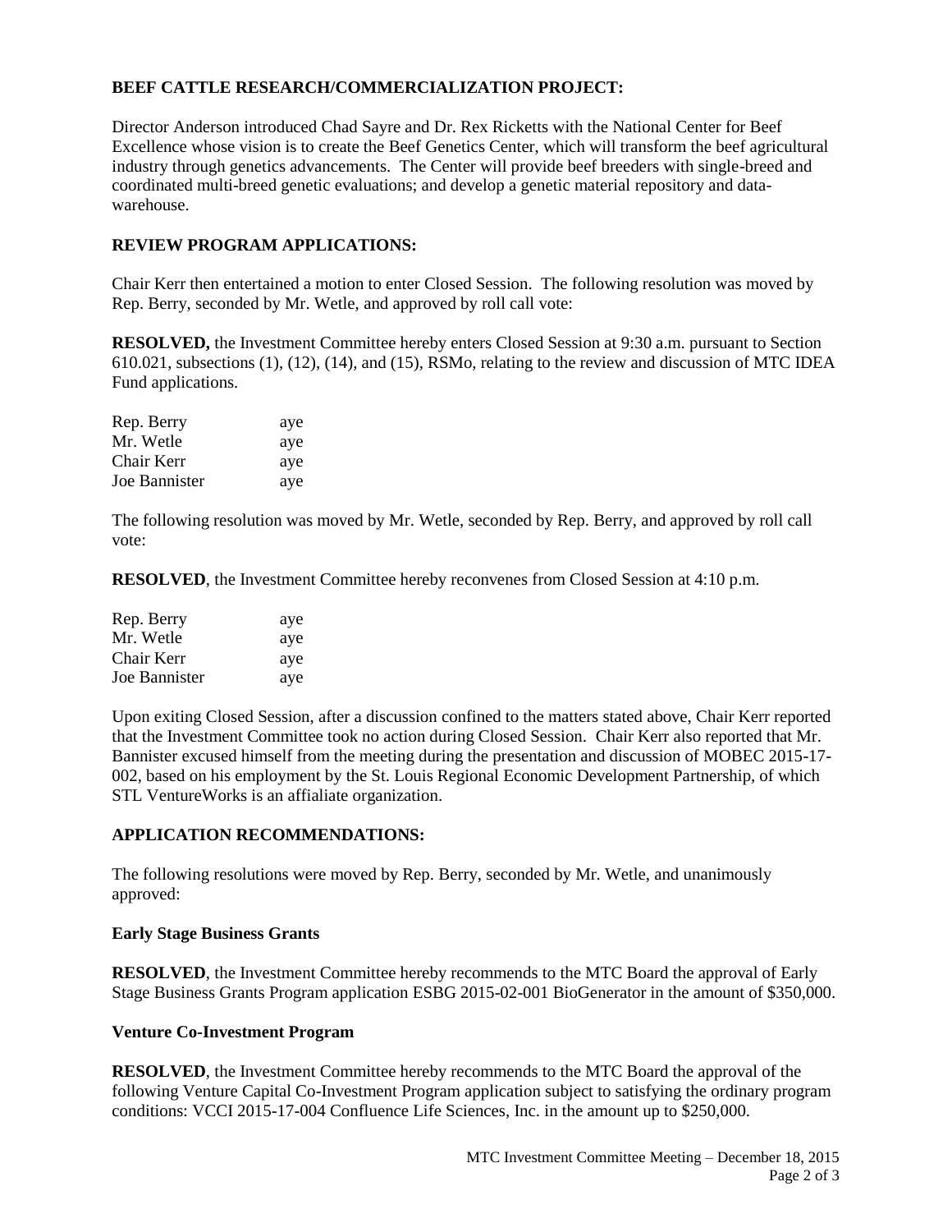**BEEF CATTLE RESEARCH/COMMERCIALIZATION PROJECT:**

Director Anderson introduced Chad Sayre and Dr. Rex Ricketts with the National Center for Beef Excellence whose vision is to create the Beef Genetics Center, which will transform the beef agricultural industry through genetics advancements. The Center will provide beef breeders with single-breed and coordinated multi-breed genetic evaluations; and develop a genetic material repository and data-warehouse.

**REVIEW PROGRAM APPLICATIONS:**

Chair Kerr then entertained a motion to enter Closed Session. The following resolution was moved by Rep. Berry, seconded by Mr. Wetle, and approved by roll call vote:

**RESOLVED,** the Investment Committee hereby enters Closed Session at 9:30 a.m. pursuant to Section 610.021, subsections (1), (12), (14), and (15), RSMo, relating to the review and discussion of MTC IDEA Fund applications.

| | |
|---|---|
| Rep. Berry | aye |
| Mr. Wetle | aye |
| Chair Kerr | aye |
| Joe Bannister | aye |

The following resolution was moved by Mr. Wetle, seconded by Rep. Berry, and approved by roll call vote:

**RESOLVED**, the Investment Committee hereby reconvenes from Closed Session at 4:10 p.m.

| | |
|---|---|
| Rep. Berry | aye |
| Mr. Wetle | aye |
| Chair Kerr | aye |
| Joe Bannister | aye |

Upon exiting Closed Session, after a discussion confined to the matters stated above, Chair Kerr reported that the Investment Committee took no action during Closed Session. Chair Kerr also reported that Mr. Bannister excused himself from the meeting during the presentation and discussion of MOBEC 2015-17-002, based on his employment by the St. Louis Regional Economic Development Partnership, of which STL VentureWorks is an affialiate organization.

**APPLICATION RECOMMENDATIONS:**

The following resolutions were moved by Rep. Berry, seconded by Mr. Wetle, and unanimously approved:

**Early Stage Business Grants**

**RESOLVED**, the Investment Committee hereby recommends to the MTC Board the approval of Early Stage Business Grants Program application ESBG 2015-02-001 BioGenerator in the amount of $350,000.

**Venture Co-Investment Program**

**RESOLVED**, the Investment Committee hereby recommends to the MTC Board the approval of the following Venture Capital Co-Investment Program application subject to satisfying the ordinary program conditions: VCCI 2015-17-004 Confluence Life Sciences, Inc. in the amount up to $250,000.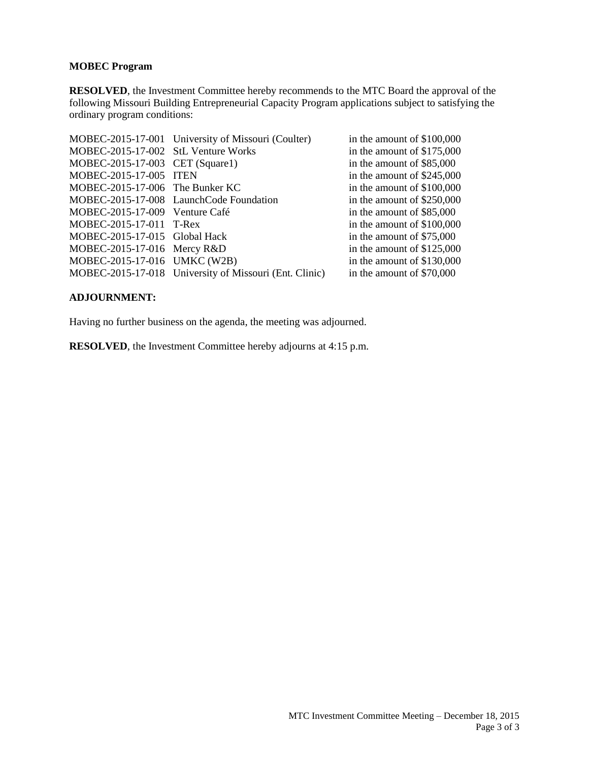**MOBEC Program**

**RESOLVED**, the Investment Committee hereby recommends to the MTC Board the approval of the following Missouri Building Entrepreneurial Capacity Program applications subject to satisfying the ordinary program conditions:

| | | |
|---|---|---|
| MOBEC-2015-17-001 | University of Missouri (Coulter) | in the amount of $100,000 |
| MOBEC-2015-17-002 | StL Venture Works | in the amount of $175,000 |
| MOBEC-2015-17-003 | CET (Square1) | in the amount of $85,000 |
| MOBEC-2015-17-005 | ITEN | in the amount of $245,000 |
| MOBEC-2015-17-006 | The Bunker KC | in the amount of $100,000 |
| MOBEC-2015-17-008 | LaunchCode Foundation | in the amount of $250,000 |
| MOBEC-2015-17-009 | Venture Café | in the amount of $85,000 |
| MOBEC-2015-17-011 | T-Rex | in the amount of $100,000 |
| MOBEC-2015-17-015 | Global Hack | in the amount of $75,000 |
| MOBEC-2015-17-016 | Mercy R&D | in the amount of $125,000 |
| MOBEC-2015-17-016 | UMKC (W2B) | in the amount of $130,000 |
| MOBEC-2015-17-018 | University of Missouri (Ent. Clinic) | in the amount of $70,000 |

**ADJOURNMENT:**

Having no further business on the agenda, the meeting was adjourned.

**RESOLVED**, the Investment Committee hereby adjourns at 4:15 p.m.